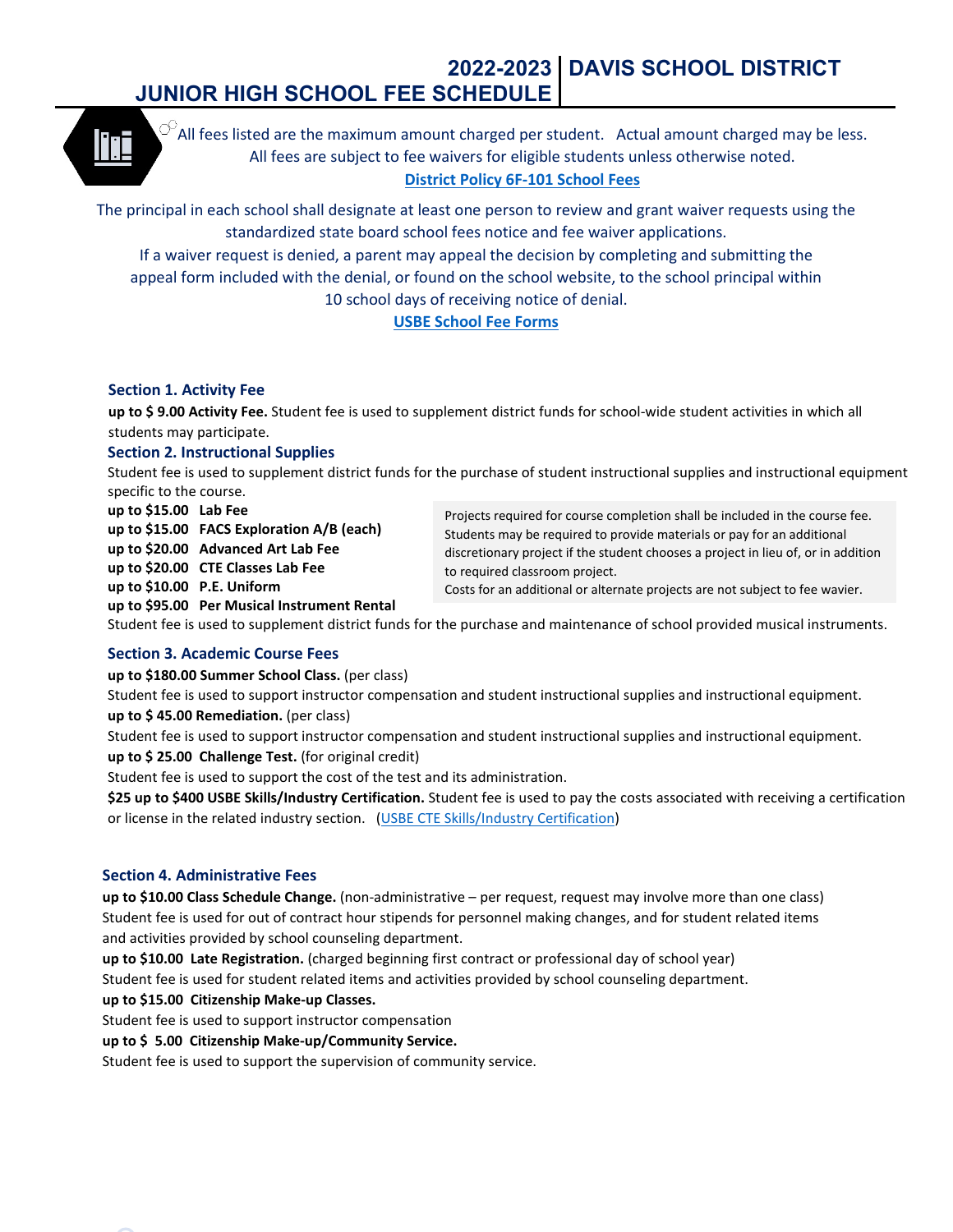# 2022-2023 JUNIOR HIGH SCHOOL FEE SCHEDULE | DAVIS SCHOOL DISTRICT

All fees listed are the maximum amount charged per student. Actual amount charged may be less. All fees are subject to fee waivers for eligible students unless otherwise noted.

[District Policy 6F-101 School Fees](#)

The principal in each school shall designate at least one person to review and grant waiver requests using the standardized state board school fees notice and fee waiver applications.

If a waiver request is denied, a parent may appeal the decision by completing and submitting the appeal form included with the denial, or found on the school website, to the school principal within 10 school days of receiving notice of denial.

[USBE School Fee Forms](#)

### Section 1. Activity Fee

**up to $ 9.00 Activity Fee.** Student fee is used to supplement district funds for school-wide student activities in which all students may participate.

### Section 2. Instructional Supplies

Student fee is used to supplement district funds for the purchase of student instructional supplies and instructional equipment specific to the course.

**up to $15.00 Lab Fee**
**up to $15.00 FACS Exploration A/B (each)**
**up to $20.00 Advanced Art Lab Fee**
**up to $20.00 CTE Classes Lab Fee**
**up to $10.00 P.E. Uniform**
**up to $95.00 Per Musical Instrument Rental**

> Projects required for course completion shall be included in the course fee. Students may be required to provide materials or pay for an additional discretionary project if the student chooses a project in lieu of, or in addition to required classroom project.
> Costs for an additional or alternate projects are not subject to fee wavier.

Student fee is used to supplement district funds for the purchase and maintenance of school provided musical instruments.

### Section 3. Academic Course Fees

**up to $180.00 Summer School Class.** (per class)
Student fee is used to support instructor compensation and student instructional supplies and instructional equipment.

**up to $ 45.00 Remediation.** (per class)
Student fee is used to support instructor compensation and student instructional supplies and instructional equipment.

**up to $ 25.00 Challenge Test.** (for original credit)
Student fee is used to support the cost of the test and its administration.

**$25 up to $400 USBE Skills/Industry Certification.** Student fee is used to pay the costs associated with receiving a certification or license in the related industry section. ([USBE CTE Skills/Industry Certification](#))

### Section 4. Administrative Fees

**up to $10.00 Class Schedule Change.** (non-administrative – per request, request may involve more than one class)
Student fee is used for out of contract hour stipends for personnel making changes, and for student related items and activities provided by school counseling department.

**up to $10.00 Late Registration.** (charged beginning first contract or professional day of school year)
Student fee is used for student related items and activities provided by school counseling department.

**up to $15.00 Citizenship Make-up Classes.**
Student fee is used to support instructor compensation

**up to $ 5.00 Citizenship Make-up/Community Service.**
Student fee is used to support the supervision of community service.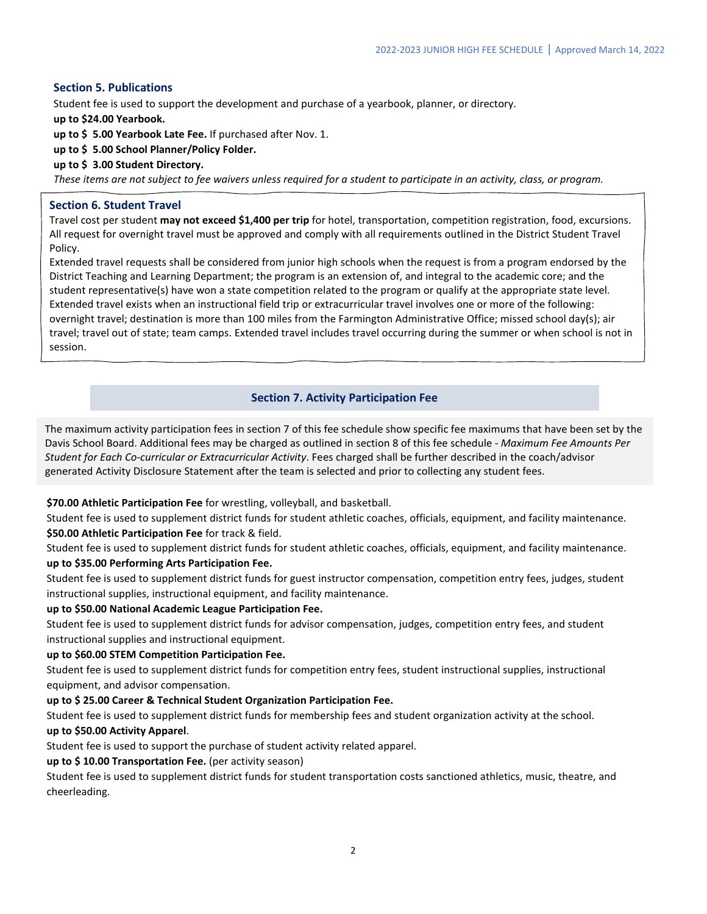### Section 5. Publications

Student fee is used to support the development and purchase of a yearbook, planner, or directory.

**up to $24.00 Yearbook.**

**up to $ 5.00 Yearbook Late Fee.** If purchased after Nov. 1.

**up to $ 5.00 School Planner/Policy Folder.**

**up to $ 3.00 Student Directory.**

*These items are not subject to fee waivers unless required for a student to participate in an activity, class, or program.*

### Section 6. Student Travel

Travel cost per student **may not exceed $1,400 per trip** for hotel, transportation, competition registration, food, excursions. All request for overnight travel must be approved and comply with all requirements outlined in the District Student Travel Policy.

Extended travel requests shall be considered from junior high schools when the request is from a program endorsed by the District Teaching and Learning Department; the program is an extension of, and integral to the academic core; and the student representative(s) have won a state competition related to the program or qualify at the appropriate state level. Extended travel exists when an instructional field trip or extracurricular travel involves one or more of the following: overnight travel; destination is more than 100 miles from the Farmington Administrative Office; missed school day(s); air travel; travel out of state; team camps. Extended travel includes travel occurring during the summer or when school is not in session.

### Section 7. Activity Participation Fee

The maximum activity participation fees in section 7 of this fee schedule show specific fee maximums that have been set by the Davis School Board. Additional fees may be charged as outlined in section 8 of this fee schedule - *Maximum Fee Amounts Per Student for Each Co-curricular or Extracurricular Activity*. Fees charged shall be further described in the coach/advisor generated Activity Disclosure Statement after the team is selected and prior to collecting any student fees.

**$70.00 Athletic Participation Fee** for wrestling, volleyball, and basketball.

Student fee is used to supplement district funds for student athletic coaches, officials, equipment, and facility maintenance.

**$50.00 Athletic Participation Fee** for track & field.

Student fee is used to supplement district funds for student athletic coaches, officials, equipment, and facility maintenance.

**up to $35.00 Performing Arts Participation Fee.**

Student fee is used to supplement district funds for guest instructor compensation, competition entry fees, judges, student instructional supplies, instructional equipment, and facility maintenance.

**up to $50.00 National Academic League Participation Fee.**

Student fee is used to supplement district funds for advisor compensation, judges, competition entry fees, and student instructional supplies and instructional equipment.

**up to $60.00 STEM Competition Participation Fee.**

Student fee is used to supplement district funds for competition entry fees, student instructional supplies, instructional equipment, and advisor compensation.

**up to $ 25.00 Career & Technical Student Organization Participation Fee.**

Student fee is used to supplement district funds for membership fees and student organization activity at the school.

**up to $50.00 Activity Apparel**.

Student fee is used to support the purchase of student activity related apparel.

**up to $ 10.00 Transportation Fee.** (per activity season)

Student fee is used to supplement district funds for student transportation costs sanctioned athletics, music, theatre, and cheerleading.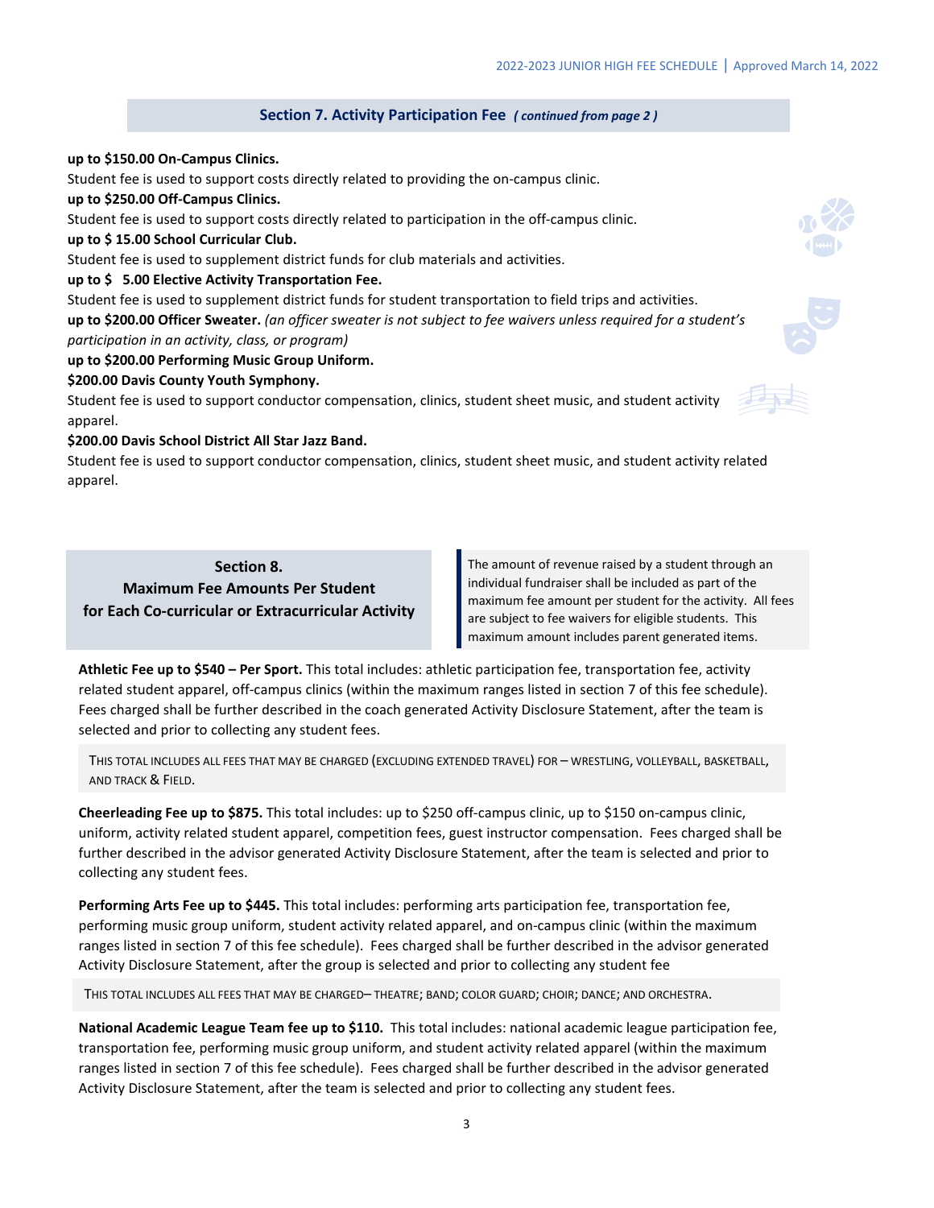## Section 7. Activity Participation Fee *( continued from page 2 )*

**up to $150.00 On-Campus Clinics.**
Student fee is used to support costs directly related to providing the on-campus clinic.

**up to $250.00 Off-Campus Clinics.**
Student fee is used to support costs directly related to participation in the off-campus clinic.

**up to $ 15.00 School Curricular Club.**
Student fee is used to supplement district funds for club materials and activities.

**up to $ 5.00 Elective Activity Transportation Fee.**
Student fee is used to supplement district funds for student transportation to field trips and activities.

**up to $200.00 Officer Sweater.** *(an officer sweater is not subject to fee waivers unless required for a student's participation in an activity, class, or program)*

**up to $200.00 Performing Music Group Uniform.**

**$200.00 Davis County Youth Symphony.**
Student fee is used to support conductor compensation, clinics, student sheet music, and student activity apparel.

**$200.00 Davis School District All Star Jazz Band.**
Student fee is used to support conductor compensation, clinics, student sheet music, and student activity related apparel.

## Section 8. Maximum Fee Amounts Per Student for Each Co-curricular or Extracurricular Activity

The amount of revenue raised by a student through an individual fundraiser shall be included as part of the maximum fee amount per student for the activity. All fees are subject to fee waivers for eligible students. This maximum amount includes parent generated items.

**Athletic Fee up to $540 – Per Sport.** This total includes: athletic participation fee, transportation fee, activity related student apparel, off-campus clinics (within the maximum ranges listed in section 7 of this fee schedule). Fees charged shall be further described in the coach generated Activity Disclosure Statement, after the team is selected and prior to collecting any student fees.

THIS TOTAL INCLUDES ALL FEES THAT MAY BE CHARGED (EXCLUDING EXTENDED TRAVEL) FOR – WRESTLING, VOLLEYBALL, BASKETBALL, AND TRACK & FIELD.

**Cheerleading Fee up to $875.** This total includes: up to $250 off-campus clinic, up to $150 on-campus clinic, uniform, activity related student apparel, competition fees, guest instructor compensation. Fees charged shall be further described in the advisor generated Activity Disclosure Statement, after the team is selected and prior to collecting any student fees.

**Performing Arts Fee up to $445.** This total includes: performing arts participation fee, transportation fee, performing music group uniform, student activity related apparel, and on-campus clinic (within the maximum ranges listed in section 7 of this fee schedule). Fees charged shall be further described in the advisor generated Activity Disclosure Statement, after the group is selected and prior to collecting any student fee

THIS TOTAL INCLUDES ALL FEES THAT MAY BE CHARGED– THEATRE; BAND; COLOR GUARD; CHOIR; DANCE; AND ORCHESTRA.

**National Academic League Team fee up to $110.** This total includes: national academic league participation fee, transportation fee, performing music group uniform, and student activity related apparel (within the maximum ranges listed in section 7 of this fee schedule). Fees charged shall be further described in the advisor generated Activity Disclosure Statement, after the team is selected and prior to collecting any student fees.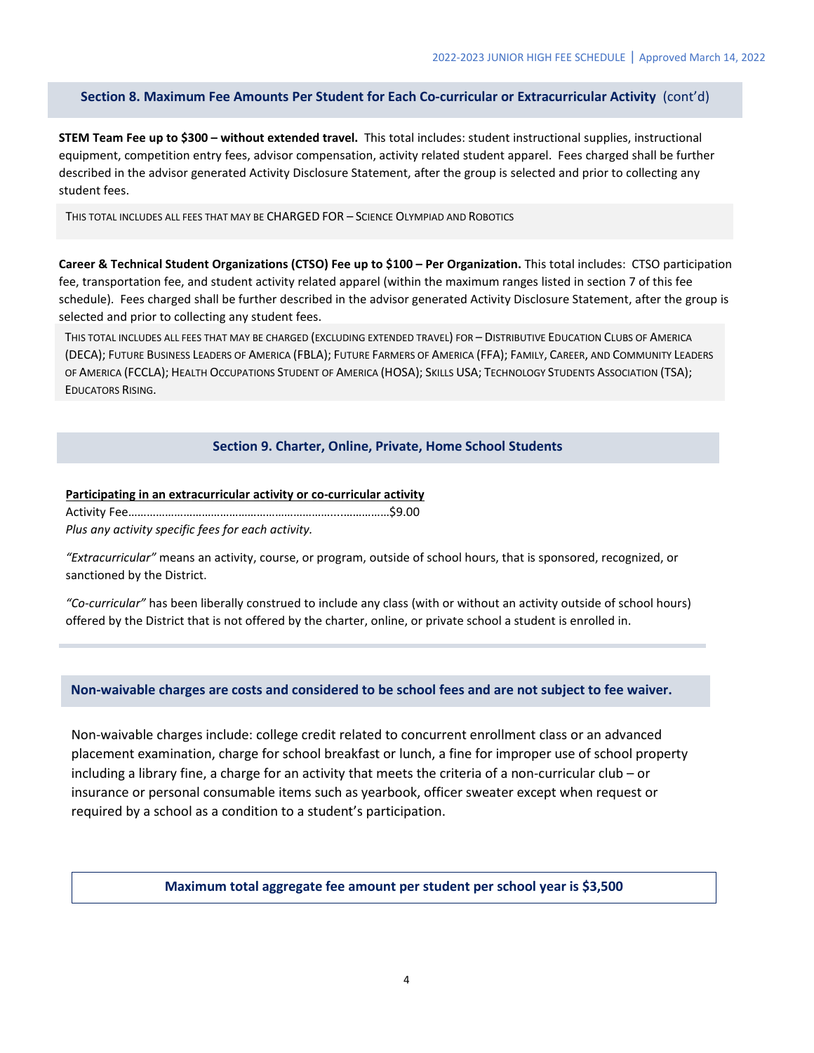## Section 8. Maximum Fee Amounts Per Student for Each Co-curricular or Extracurricular Activity (cont'd)

**STEM Team Fee up to $300 – without extended travel.** This total includes: student instructional supplies, instructional equipment, competition entry fees, advisor compensation, activity related student apparel. Fees charged shall be further described in the advisor generated Activity Disclosure Statement, after the group is selected and prior to collecting any student fees.

THIS TOTAL INCLUDES ALL FEES THAT MAY BE CHARGED FOR – SCIENCE OLYMPIAD AND ROBOTICS

**Career & Technical Student Organizations (CTSO) Fee up to $100 – Per Organization.** This total includes: CTSO participation fee, transportation fee, and student activity related apparel (within the maximum ranges listed in section 7 of this fee schedule). Fees charged shall be further described in the advisor generated Activity Disclosure Statement, after the group is selected and prior to collecting any student fees.

THIS TOTAL INCLUDES ALL FEES THAT MAY BE CHARGED (EXCLUDING EXTENDED TRAVEL) FOR – DISTRIBUTIVE EDUCATION CLUBS OF AMERICA (DECA); FUTURE BUSINESS LEADERS OF AMERICA (FBLA); FUTURE FARMERS OF AMERICA (FFA); FAMILY, CAREER, AND COMMUNITY LEADERS OF AMERICA (FCCLA); HEALTH OCCUPATIONS STUDENT OF AMERICA (HOSA); SKILLS USA; TECHNOLOGY STUDENTS ASSOCIATION (TSA); EDUCATORS RISING.

## Section 9. Charter, Online, Private, Home School Students

**Participating in an extracurricular activity or co-curricular activity**

Activity Fee…………………………………………………………..……………$9.00

*Plus any activity specific fees for each activity.*

*"Extracurricular"* means an activity, course, or program, outside of school hours, that is sponsored, recognized, or sanctioned by the District.

*"Co-curricular"* has been liberally construed to include any class (with or without an activity outside of school hours) offered by the District that is not offered by the charter, online, or private school a student is enrolled in.

## Non-waivable charges are costs and considered to be school fees and are not subject to fee waiver.

Non-waivable charges include: college credit related to concurrent enrollment class or an advanced placement examination, charge for school breakfast or lunch, a fine for improper use of school property including a library fine, a charge for an activity that meets the criteria of a non-curricular club – or insurance or personal consumable items such as yearbook, officer sweater except when request or required by a school as a condition to a student's participation.

**Maximum total aggregate fee amount per student per school year is $3,500**